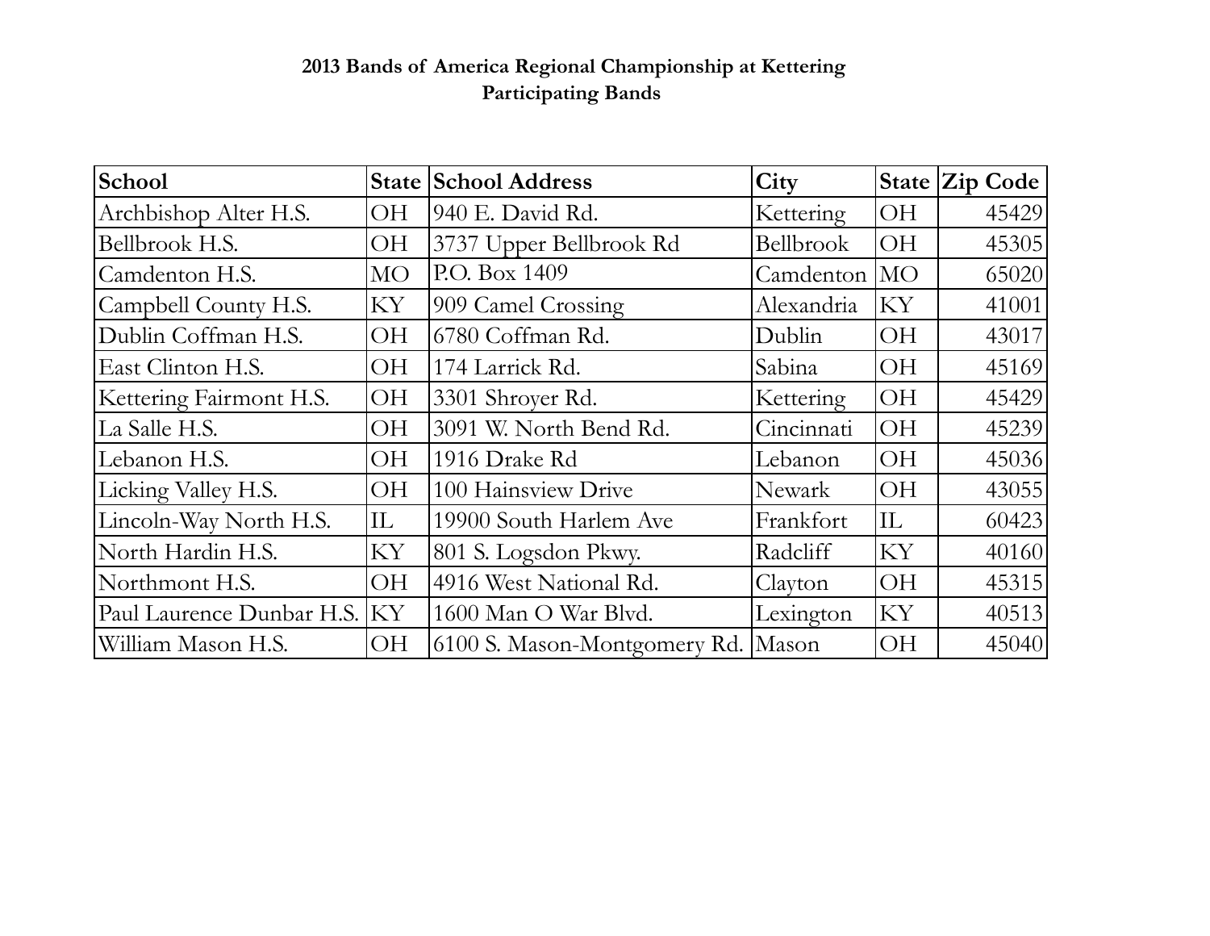# 2013 Bands of America Regional Championship at Kettering
## Participating Bands

| School | State | School Address | City | State | Zip Code |
|---|---|---|---|---|---|
| Archbishop Alter H.S. | OH | 940 E. David Rd. | Kettering | OH | 45429 |
| Bellbrook H.S. | OH | 3737 Upper Bellbrook Rd | Bellbrook | OH | 45305 |
| Camdenton H.S. | MO | P.O. Box 1409 | Camdenton | MO | 65020 |
| Campbell County H.S. | KY | 909 Camel Crossing | Alexandria | KY | 41001 |
| Dublin Coffman H.S. | OH | 6780 Coffman Rd. | Dublin | OH | 43017 |
| East Clinton H.S. | OH | 174 Larrick Rd. | Sabina | OH | 45169 |
| Kettering Fairmont H.S. | OH | 3301 Shroyer Rd. | Kettering | OH | 45429 |
| La Salle H.S. | OH | 3091 W. North Bend Rd. | Cincinnati | OH | 45239 |
| Lebanon H.S. | OH | 1916 Drake Rd | Lebanon | OH | 45036 |
| Licking Valley H.S. | OH | 100 Hainsview Drive | Newark | OH | 43055 |
| Lincoln-Way North H.S. | IL | 19900 South Harlem Ave | Frankfort | IL | 60423 |
| North Hardin H.S. | KY | 801 S. Logsdon Pkwy. | Radcliff | KY | 40160 |
| Northmont H.S. | OH | 4916 West National Rd. | Clayton | OH | 45315 |
| Paul Laurence Dunbar H.S. | KY | 1600 Man O War Blvd. | Lexington | KY | 40513 |
| William Mason H.S. | OH | 6100 S. Mason-Montgomery Rd. | Mason | OH | 45040 |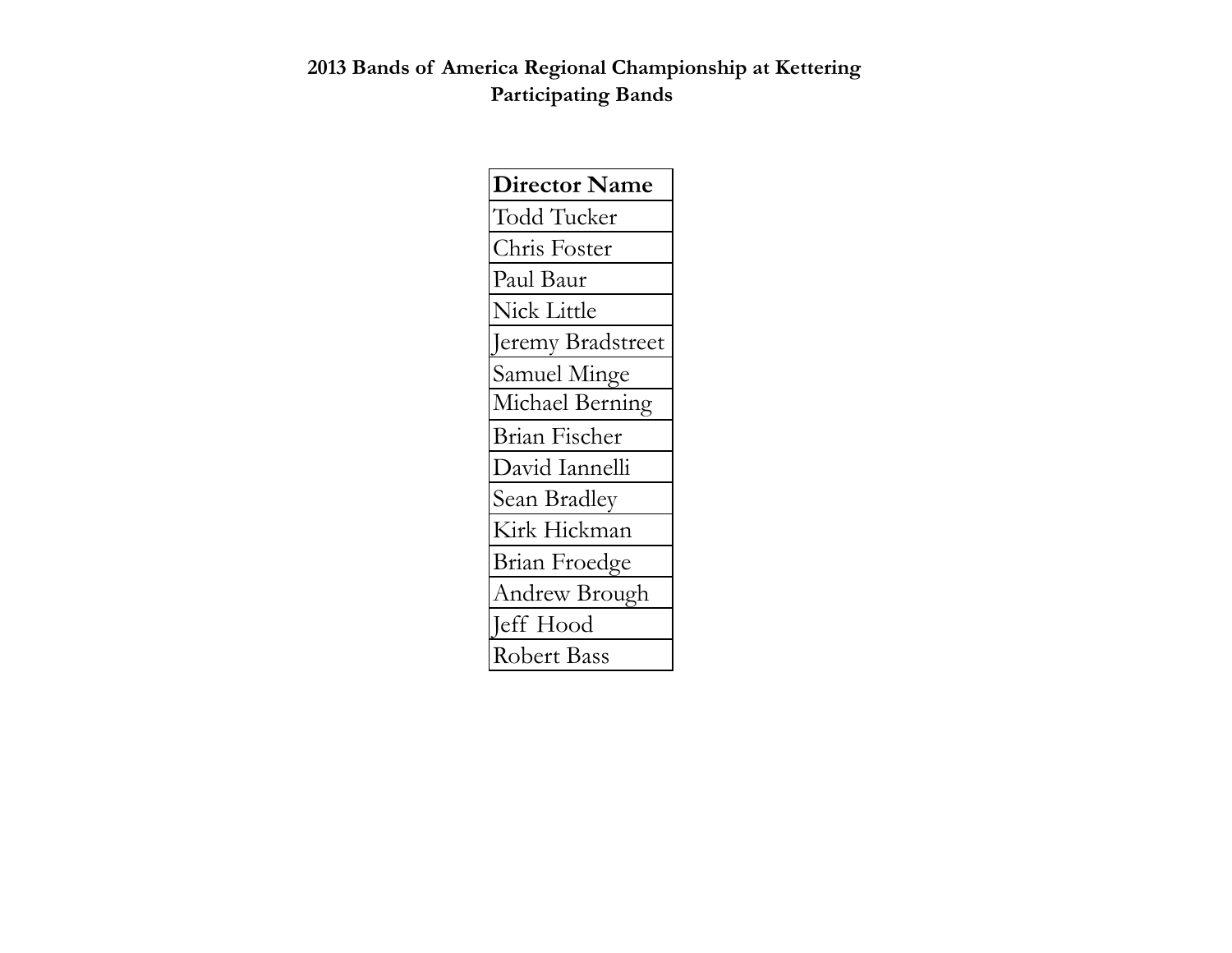**2013 Bands of America Regional Championship at Kettering**
**Participating Bands**

| Director Name |
|---|
| Todd Tucker |
| Chris Foster |
| Paul Baur |
| Nick Little |
| Jeremy Bradstreet |
| Samuel Minge |
| Michael Berning |
| Brian Fischer |
| David Iannelli |
| Sean Bradley |
| Kirk Hickman |
| Brian Froedge |
| Andrew Brough |
| Jeff Hood |
| Robert Bass |